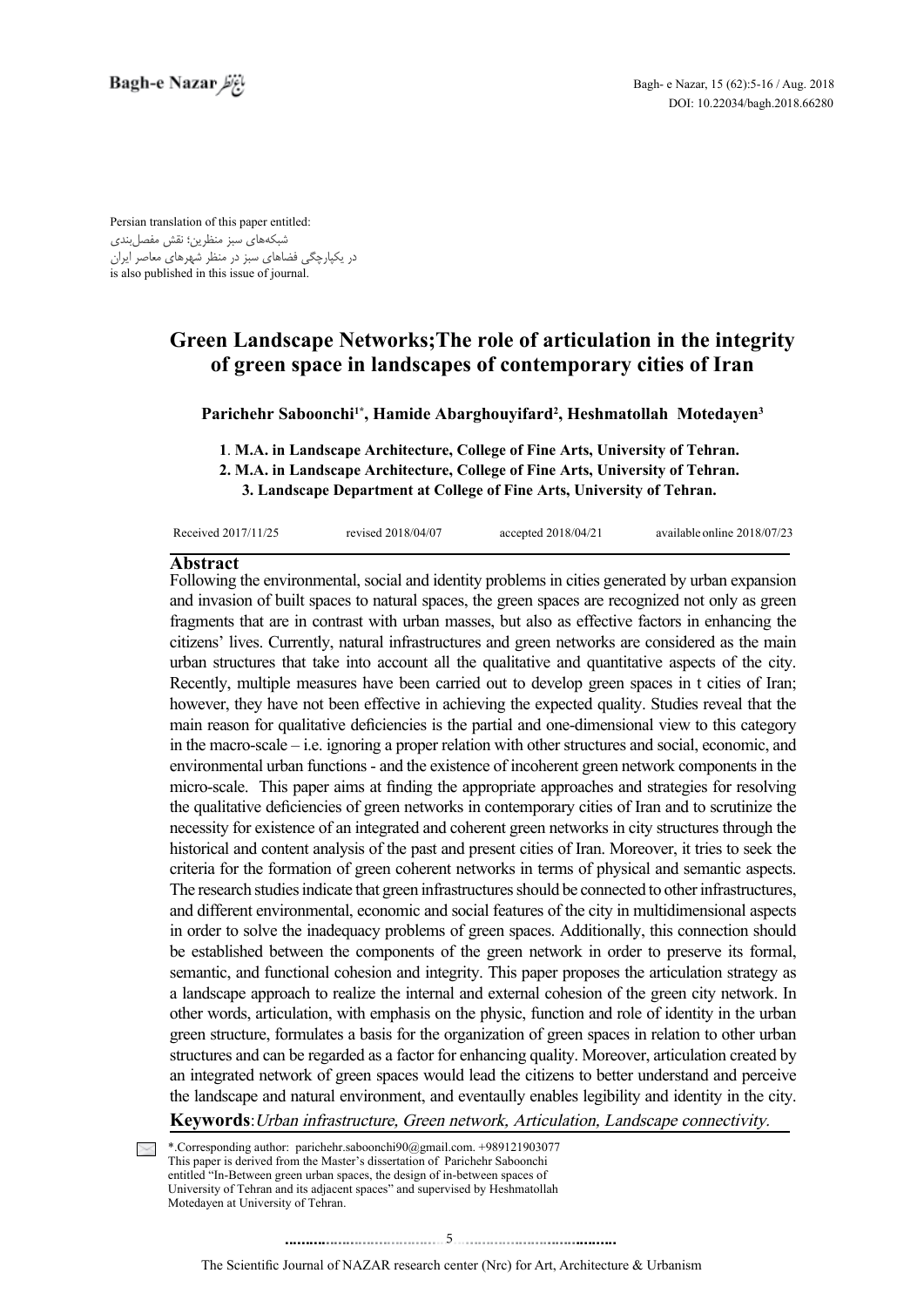Persian translation of this paper entitled:
شبکه‌های سبز منظرین؛ نقش مفصل‌بندی
در یکپارچگی فضاهای سبز در منظر شهرهای معاصر ایران
is also published in this issue of journal.

# Green Landscape Networks;The role of articulation in the integrity of green space in landscapes of contemporary cities of Iran

**Parichehr Saboonchi[1*], Hamide Abarghouyifard[2], Heshmatollah Motedayen[3]**

**1. M.A. in Landscape Architecture, College of Fine Arts, University of Tehran.**
**2. M.A. in Landscape Architecture, College of Fine Arts, University of Tehran.**
**3. Landscape Department at College of Fine Arts, University of Tehran.**

Received 2017/11/25 revised 2018/04/07 accepted 2018/04/21 available online 2018/07/23

## Abstract

Following the environmental, social and identity problems in cities generated by urban expansion and invasion of built spaces to natural spaces, the green spaces are recognized not only as green fragments that are in contrast with urban masses, but also as effective factors in enhancing the citizens' lives. Currently, natural infrastructures and green networks are considered as the main urban structures that take into account all the qualitative and quantitative aspects of the city. Recently, multiple measures have been carried out to develop green spaces in t cities of Iran; however, they have not been effective in achieving the expected quality. Studies reveal that the main reason for qualitative deficiencies is the partial and one-dimensional view to this category in the macro-scale – i.e. ignoring a proper relation with other structures and social, economic, and environmental urban functions - and the existence of incoherent green network components in the micro-scale. This paper aims at finding the appropriate approaches and strategies for resolving the qualitative deficiencies of green networks in contemporary cities of Iran and to scrutinize the necessity for existence of an integrated and coherent green networks in city structures through the historical and content analysis of the past and present cities of Iran. Moreover, it tries to seek the criteria for the formation of green coherent networks in terms of physical and semantic aspects. The research studies indicate that green infrastructures should be connected to other infrastructures, and different environmental, economic and social features of the city in multidimensional aspects in order to solve the inadequacy problems of green spaces. Additionally, this connection should be established between the components of the green network in order to preserve its formal, semantic, and functional cohesion and integrity. This paper proposes the articulation strategy as a landscape approach to realize the internal and external cohesion of the green city network. In other words, articulation, with emphasis on the physic, function and role of identity in the urban green structure, formulates a basis for the organization of green spaces in relation to other urban structures and can be regarded as a factor for enhancing quality. Moreover, articulation created by an integrated network of green spaces would lead the citizens to better understand and perceive the landscape and natural environment, and eventaully enables legibility and identity in the city.

**Keywords**: *Urban infrastructure, Green network, Articulation, Landscape connectivity.*

*.Corresponding author: parichehr.saboonchi90@gmail.com. +989121903077
This paper is derived from the Master's dissertation of Parichehr Saboonchi entitled "In-Between green urban spaces, the design of in-between spaces of University of Tehran and its adjacent spaces" and supervised by Heshmatollah Motedayen at University of Tehran.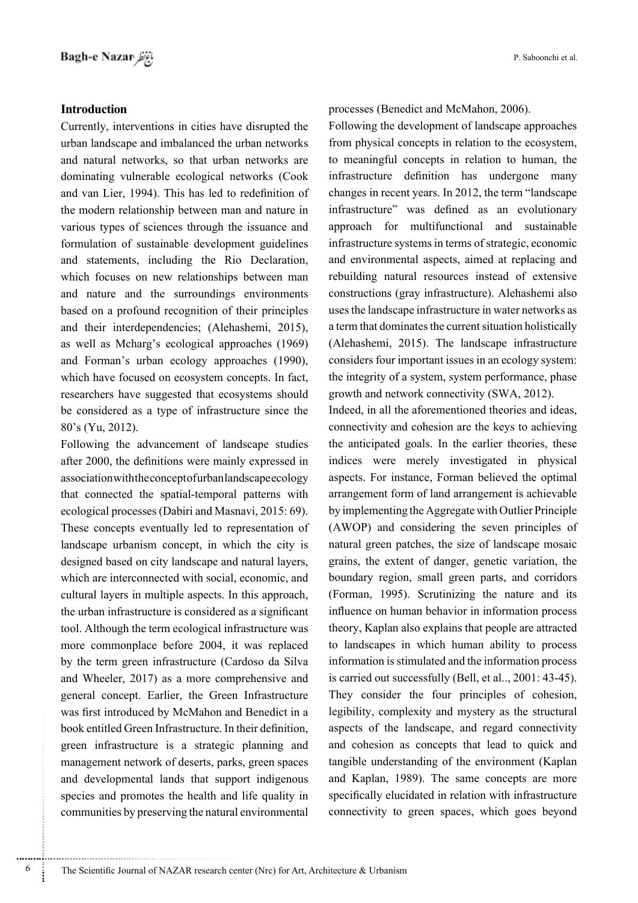## Introduction

Currently, interventions in cities have disrupted the urban landscape and imbalanced the urban networks and natural networks, so that urban networks are dominating vulnerable ecological networks (Cook and van Lier, 1994). This has led to redefinition of the modern relationship between man and nature in various types of sciences through the issuance and formulation of sustainable development guidelines and statements, including the Rio Declaration, which focuses on new relationships between man and nature and the surroundings environments based on a profound recognition of their principles and their interdependencies; (Alehashemi, 2015), as well as Mcharg's ecological approaches (1969) and Forman's urban ecology approaches (1990), which have focused on ecosystem concepts. In fact, researchers have suggested that ecosystems should be considered as a type of infrastructure since the 80's (Yu, 2012).

Following the advancement of landscape studies after 2000, the definitions were mainly expressed in association with the concept of urban landscape ecology that connected the spatial-temporal patterns with ecological processes (Dabiri and Masnavi, 2015: 69). These concepts eventually led to representation of landscape urbanism concept, in which the city is designed based on city landscape and natural layers, which are interconnected with social, economic, and cultural layers in multiple aspects. In this approach, the urban infrastructure is considered as a significant tool. Although the term ecological infrastructure was more commonplace before 2004, it was replaced by the term green infrastructure (Cardoso da Silva and Wheeler, 2017) as a more comprehensive and general concept. Earlier, the Green Infrastructure was first introduced by McMahon and Benedict in a book entitled Green Infrastructure. In their definition, green infrastructure is a strategic planning and management network of deserts, parks, green spaces and developmental lands that support indigenous species and promotes the health and life quality in communities by preserving the natural environmental processes (Benedict and McMahon, 2006).

Following the development of landscape approaches from physical concepts in relation to the ecosystem, to meaningful concepts in relation to human, the infrastructure definition has undergone many changes in recent years. In 2012, the term "landscape infrastructure" was defined as an evolutionary approach for multifunctional and sustainable infrastructure systems in terms of strategic, economic and environmental aspects, aimed at replacing and rebuilding natural resources instead of extensive constructions (gray infrastructure). Alehashemi also uses the landscape infrastructure in water networks as a term that dominates the current situation holistically (Alehashemi, 2015). The landscape infrastructure considers four important issues in an ecology system: the integrity of a system, system performance, phase growth and network connectivity (SWA, 2012).

Indeed, in all the aforementioned theories and ideas, connectivity and cohesion are the keys to achieving the anticipated goals. In the earlier theories, these indices were merely investigated in physical aspects. For instance, Forman believed the optimal arrangement form of land arrangement is achievable by implementing the Aggregate with Outlier Principle (AWOP) and considering the seven principles of natural green patches, the size of landscape mosaic grains, the extent of danger, genetic variation, the boundary region, small green parts, and corridors (Forman, 1995). Scrutinizing the nature and its influence on human behavior in information process theory, Kaplan also explains that people are attracted to landscapes in which human ability to process information is stimulated and the information process is carried out successfully (Bell, et al.., 2001: 43-45). They consider the four principles of cohesion, legibility, complexity and mystery as the structural aspects of the landscape, and regard connectivity and cohesion as concepts that lead to quick and tangible understanding of the environment (Kaplan and Kaplan, 1989). The same concepts are more specifically elucidated in relation with infrastructure connectivity to green spaces, which goes beyond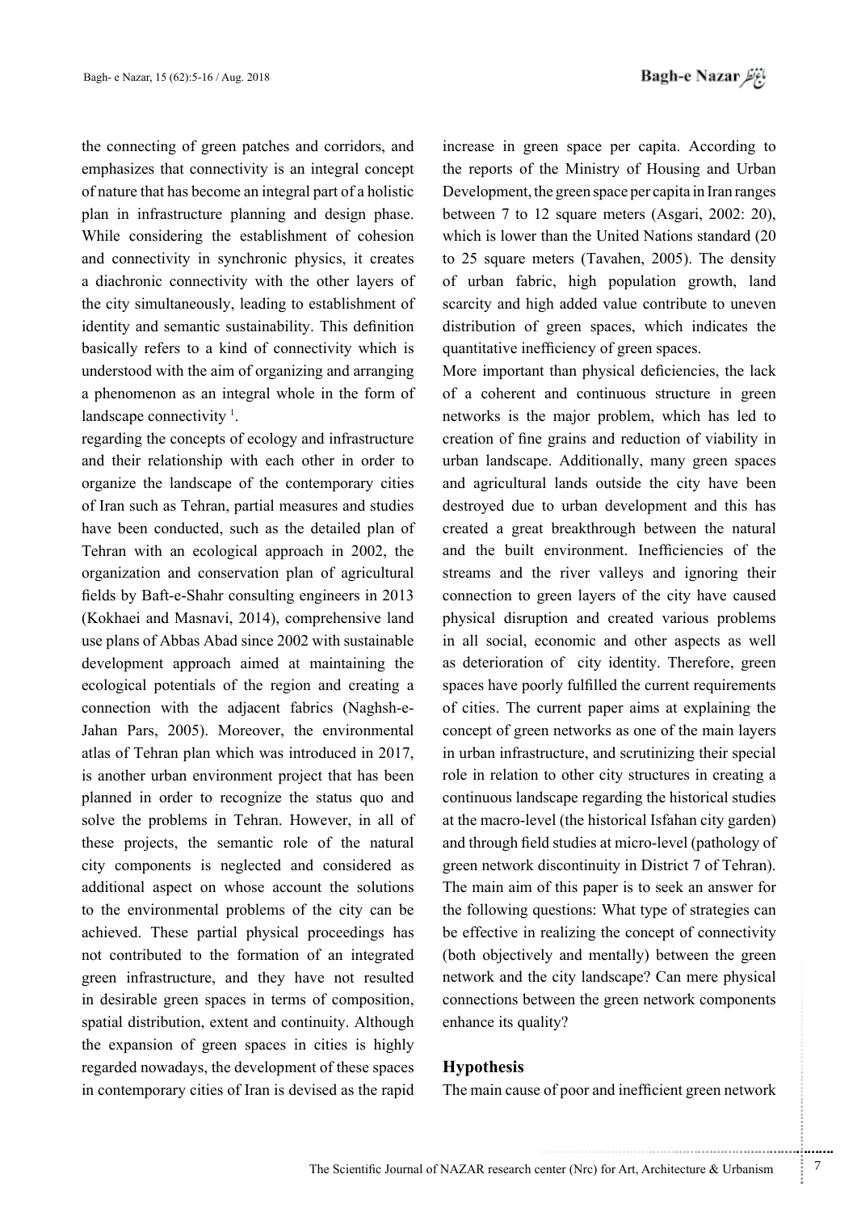the connecting of green patches and corridors, and emphasizes that connectivity is an integral concept of nature that has become an integral part of a holistic plan in infrastructure planning and design phase. While considering the establishment of cohesion and connectivity in synchronic physics, it creates a diachronic connectivity with the other layers of the city simultaneously, leading to establishment of identity and semantic sustainability. This definition basically refers to a kind of connectivity which is understood with the aim of organizing and arranging a phenomenon as an integral whole in the form of landscape connectivity [1].

regarding the concepts of ecology and infrastructure and their relationship with each other in order to organize the landscape of the contemporary cities of Iran such as Tehran, partial measures and studies have been conducted, such as the detailed plan of Tehran with an ecological approach in 2002, the organization and conservation plan of agricultural fields by Baft-e-Shahr consulting engineers in 2013 (Kokhaei and Masnavi, 2014), comprehensive land use plans of Abbas Abad since 2002 with sustainable development approach aimed at maintaining the ecological potentials of the region and creating a connection with the adjacent fabrics (Naghsh-e-Jahan Pars, 2005). Moreover, the environmental atlas of Tehran plan which was introduced in 2017, is another urban environment project that has been planned in order to recognize the status quo and solve the problems in Tehran. However, in all of these projects, the semantic role of the natural city components is neglected and considered as additional aspect on whose account the solutions to the environmental problems of the city can be achieved. These partial physical proceedings has not contributed to the formation of an integrated green infrastructure, and they have not resulted in desirable green spaces in terms of composition, spatial distribution, extent and continuity. Although the expansion of green spaces in cities is highly regarded nowadays, the development of these spaces in contemporary cities of Iran is devised as the rapid increase in green space per capita. According to the reports of the Ministry of Housing and Urban Development, the green space per capita in Iran ranges between 7 to 12 square meters (Asgari, 2002: 20), which is lower than the United Nations standard (20 to 25 square meters (Tavahen, 2005). The density of urban fabric, high population growth, land scarcity and high added value contribute to uneven distribution of green spaces, which indicates the quantitative inefficiency of green spaces.

More important than physical deficiencies, the lack of a coherent and continuous structure in green networks is the major problem, which has led to creation of fine grains and reduction of viability in urban landscape. Additionally, many green spaces and agricultural lands outside the city have been destroyed due to urban development and this has created a great breakthrough between the natural and the built environment. Inefficiencies of the streams and the river valleys and ignoring their connection to green layers of the city have caused physical disruption and created various problems in all social, economic and other aspects as well as deterioration of city identity. Therefore, green spaces have poorly fulfilled the current requirements of cities. The current paper aims at explaining the concept of green networks as one of the main layers in urban infrastructure, and scrutinizing their special role in relation to other city structures in creating a continuous landscape regarding the historical studies at the macro-level (the historical Isfahan city garden) and through field studies at micro-level (pathology of green network discontinuity in District 7 of Tehran). The main aim of this paper is to seek an answer for the following questions: What type of strategies can be effective in realizing the concept of connectivity (both objectively and mentally) between the green network and the city landscape? Can mere physical connections between the green network components enhance its quality?

## Hypothesis

The main cause of poor and inefficient green network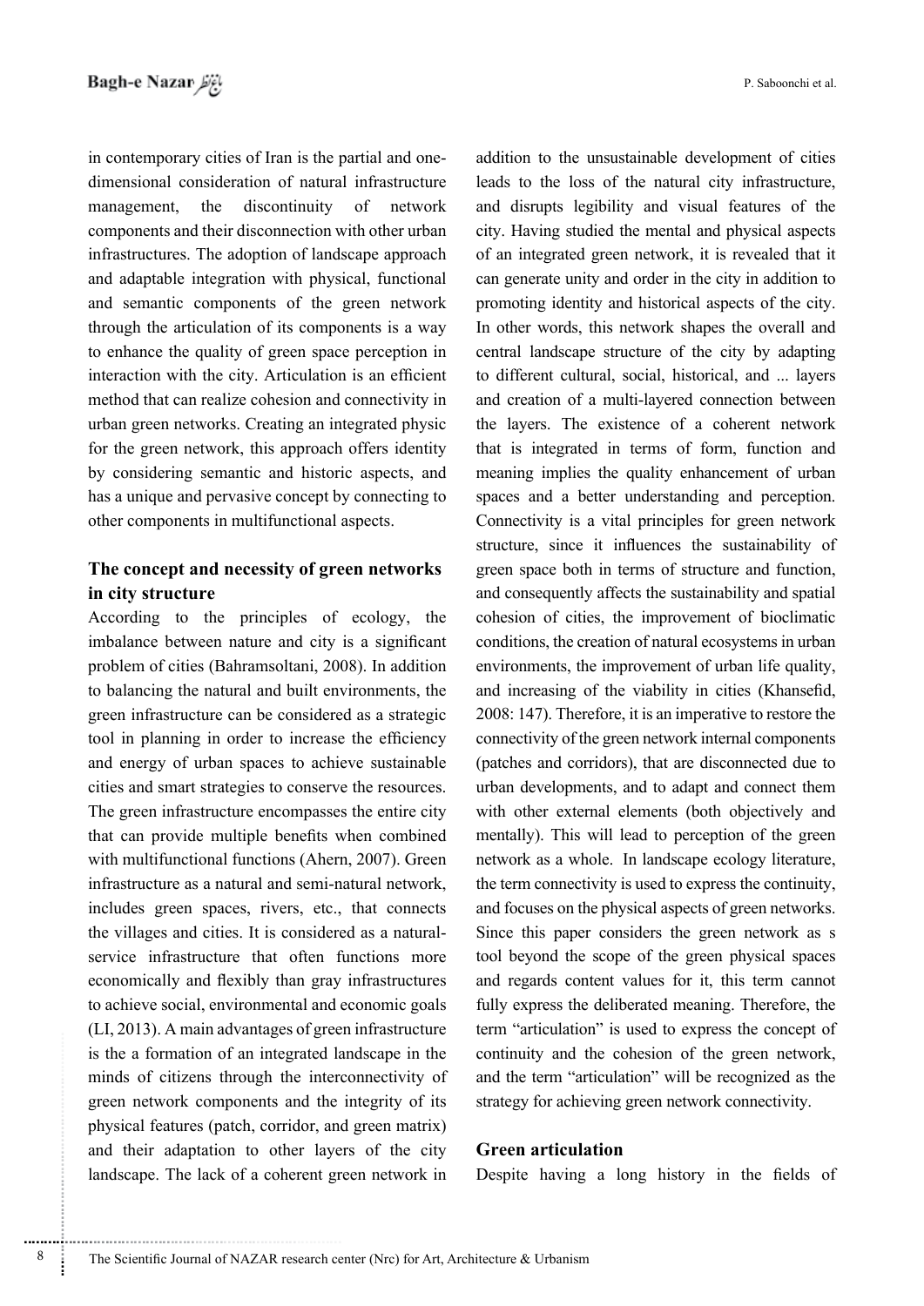in contemporary cities of Iran is the partial and one-dimensional consideration of natural infrastructure management, the discontinuity of network components and their disconnection with other urban infrastructures. The adoption of landscape approach and adaptable integration with physical, functional and semantic components of the green network through the articulation of its components is a way to enhance the quality of green space perception in interaction with the city. Articulation is an efficient method that can realize cohesion and connectivity in urban green networks. Creating an integrated physic for the green network, this approach offers identity by considering semantic and historic aspects, and has a unique and pervasive concept by connecting to other components in multifunctional aspects.

## The concept and necessity of green networks in city structure

According to the principles of ecology, the imbalance between nature and city is a significant problem of cities (Bahramsoltani, 2008). In addition to balancing the natural and built environments, the green infrastructure can be considered as a strategic tool in planning in order to increase the efficiency and energy of urban spaces to achieve sustainable cities and smart strategies to conserve the resources. The green infrastructure encompasses the entire city that can provide multiple benefits when combined with multifunctional functions (Ahern, 2007). Green infrastructure as a natural and semi-natural network, includes green spaces, rivers, etc., that connects the villages and cities. It is considered as a natural-service infrastructure that often functions more economically and flexibly than gray infrastructures to achieve social, environmental and economic goals (LI, 2013). A main advantages of green infrastructure is the a formation of an integrated landscape in the minds of citizens through the interconnectivity of green network components and the integrity of its physical features (patch, corridor, and green matrix) and their adaptation to other layers of the city landscape. The lack of a coherent green network in addition to the unsustainable development of cities leads to the loss of the natural city infrastructure, and disrupts legibility and visual features of the city. Having studied the mental and physical aspects of an integrated green network, it is revealed that it can generate unity and order in the city in addition to promoting identity and historical aspects of the city. In other words, this network shapes the overall and central landscape structure of the city by adapting to different cultural, social, historical, and ... layers and creation of a multi-layered connection between the layers. The existence of a coherent network that is integrated in terms of form, function and meaning implies the quality enhancement of urban spaces and a better understanding and perception. Connectivity is a vital principles for green network structure, since it influences the sustainability of green space both in terms of structure and function, and consequently affects the sustainability and spatial cohesion of cities, the improvement of bioclimatic conditions, the creation of natural ecosystems in urban environments, the improvement of urban life quality, and increasing of the viability in cities (Khansefid, 2008: 147). Therefore, it is an imperative to restore the connectivity of the green network internal components (patches and corridors), that are disconnected due to urban developments, and to adapt and connect them with other external elements (both objectively and mentally). This will lead to perception of the green network as a whole. In landscape ecology literature, the term connectivity is used to express the continuity, and focuses on the physical aspects of green networks. Since this paper considers the green network as s tool beyond the scope of the green physical spaces and regards content values for it, this term cannot fully express the deliberated meaning. Therefore, the term "articulation" is used to express the concept of continuity and the cohesion of the green network, and the term "articulation" will be recognized as the strategy for achieving green network connectivity.

## Green articulation

Despite having a long history in the fields of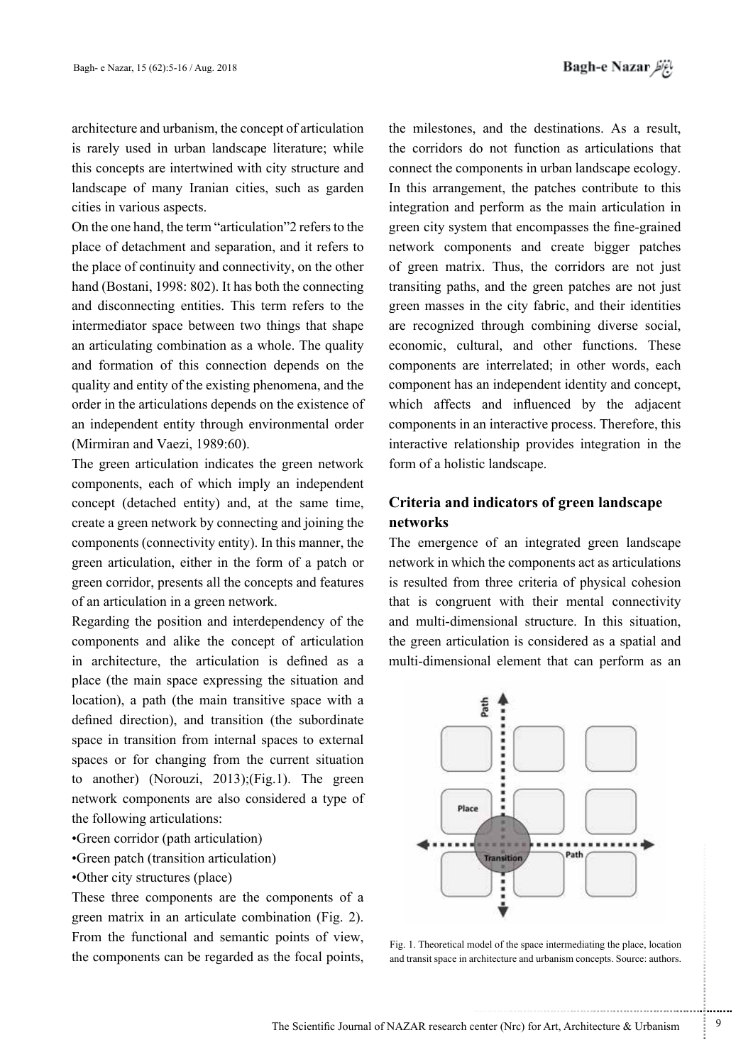architecture and urbanism, the concept of articulation is rarely used in urban landscape literature; while this concepts are intertwined with city structure and landscape of many Iranian cities, such as garden cities in various aspects.

On the one hand, the term "articulation"2 refers to the place of detachment and separation, and it refers to the place of continuity and connectivity, on the other hand (Bostani, 1998: 802). It has both the connecting and disconnecting entities. This term refers to the intermediator space between two things that shape an articulating combination as a whole. The quality and formation of this connection depends on the quality and entity of the existing phenomena, and the order in the articulations depends on the existence of an independent entity through environmental order (Mirmiran and Vaezi, 1989:60).

The green articulation indicates the green network components, each of which imply an independent concept (detached entity) and, at the same time, create a green network by connecting and joining the components (connectivity entity). In this manner, the green articulation, either in the form of a patch or green corridor, presents all the concepts and features of an articulation in a green network.

Regarding the position and interdependency of the components and alike the concept of articulation in architecture, the articulation is defined as a place (the main space expressing the situation and location), a path (the main transitive space with a defined direction), and transition (the subordinate space in transition from internal spaces to external spaces or for changing from the current situation to another) (Norouzi, 2013);(Fig.1). The green network components are also considered a type of the following articulations:

- Green corridor (path articulation)
- Green patch (transition articulation)
- Other city structures (place)

These three components are the components of a green matrix in an articulate combination (Fig. 2). From the functional and semantic points of view, the components can be regarded as the focal points, the milestones, and the destinations. As a result, the corridors do not function as articulations that connect the components in urban landscape ecology. In this arrangement, the patches contribute to this integration and perform as the main articulation in green city system that encompasses the fine-grained network components and create bigger patches of green matrix. Thus, the corridors are not just transiting paths, and the green patches are not just green masses in the city fabric, and their identities are recognized through combining diverse social, economic, cultural, and other functions. These components are interrelated; in other words, each component has an independent identity and concept, which affects and influenced by the adjacent components in an interactive process. Therefore, this interactive relationship provides integration in the form of a holistic landscape.

## Criteria and indicators of green landscape networks

The emergence of an integrated green landscape network in which the components act as articulations is resulted from three criteria of physical cohesion that is congruent with their mental connectivity and multi-dimensional structure. In this situation, the green articulation is considered as a spatial and multi-dimensional element that can perform as an

Fig. 1. Theoretical model of the space intermediating the place, location and transit space in architecture and urbanism concepts. Source: authors.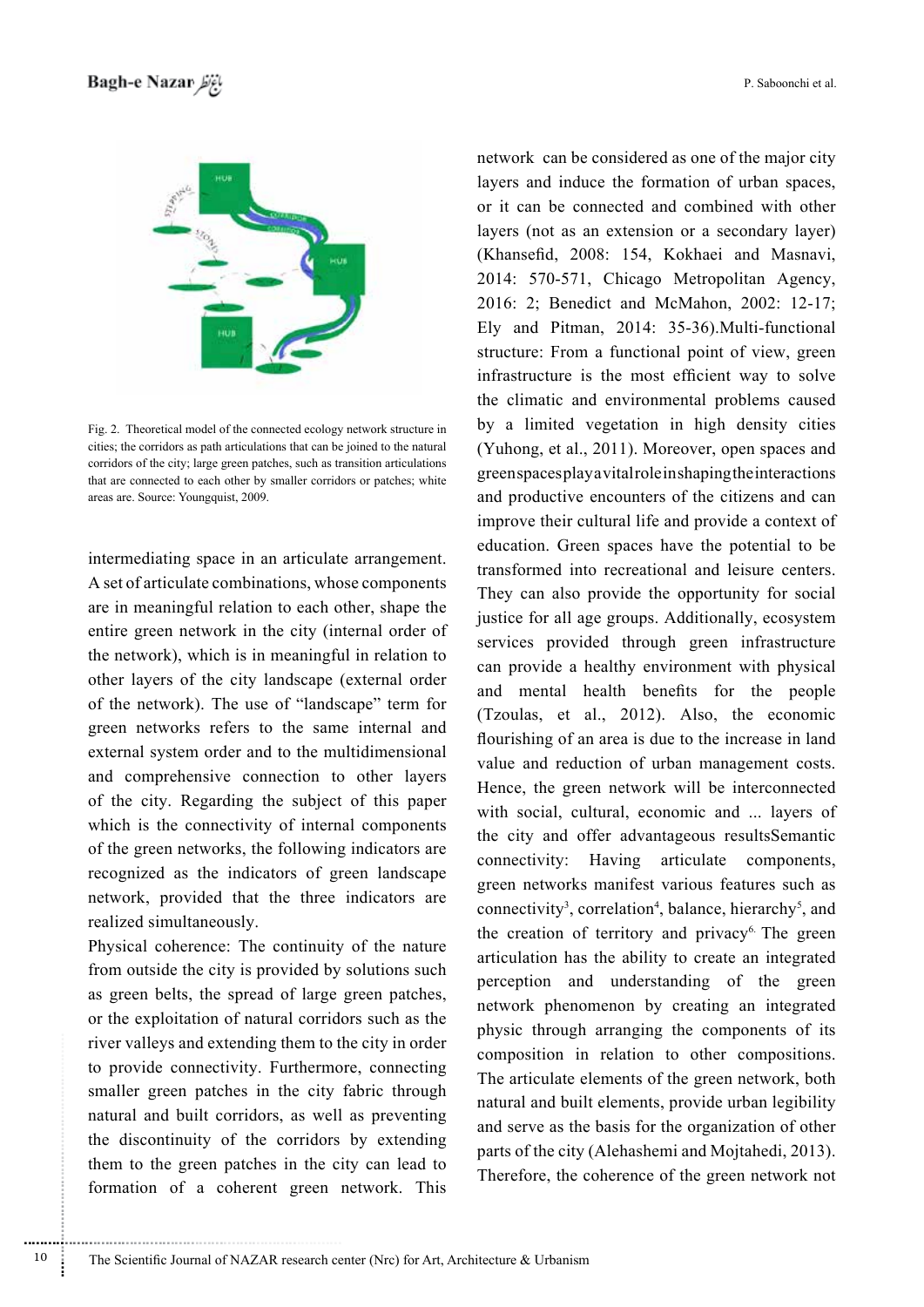Fig. 2. Theoretical model of the connected ecology network structure in cities; the corridors as path articulations that can be joined to the natural corridors of the city; large green patches, such as transition articulations that are connected to each other by smaller corridors or patches; white areas are. Source: Youngquist, 2009.

intermediating space in an articulate arrangement. A set of articulate combinations, whose components are in meaningful relation to each other, shape the entire green network in the city (internal order of the network), which is in meaningful in relation to other layers of the city landscape (external order of the network). The use of "landscape" term for green networks refers to the same internal and external system order and to the multidimensional and comprehensive connection to other layers of the city. Regarding the subject of this paper which is the connectivity of internal components of the green networks, the following indicators are recognized as the indicators of green landscape network, provided that the three indicators are realized simultaneously.

Physical coherence: The continuity of the nature from outside the city is provided by solutions such as green belts, the spread of large green patches, or the exploitation of natural corridors such as the river valleys and extending them to the city in order to provide connectivity. Furthermore, connecting smaller green patches in the city fabric through natural and built corridors, as well as preventing the discontinuity of the corridors by extending them to the green patches in the city can lead to formation of a coherent green network. This network can be considered as one of the major city layers and induce the formation of urban spaces, or it can be connected and combined with other layers (not as an extension or a secondary layer) (Khansefid, 2008: 154, Kokhaei and Masnavi, 2014: 570-571, Chicago Metropolitan Agency, 2016: 2; Benedict and McMahon, 2002: 12-17; Ely and Pitman, 2014: 35-36).Multi-functional structure: From a functional point of view, green infrastructure is the most efficient way to solve the climatic and environmental problems caused by a limited vegetation in high density cities (Yuhong, et al., 2011). Moreover, open spaces and greenspacesplayavitalroleinshapingtheinteractions and productive encounters of the citizens and can improve their cultural life and provide a context of education. Green spaces have the potential to be transformed into recreational and leisure centers. They can also provide the opportunity for social justice for all age groups. Additionally, ecosystem services provided through green infrastructure can provide a healthy environment with physical and mental health benefits for the people (Tzoulas, et al., 2012). Also, the economic flourishing of an area is due to the increase in land value and reduction of urban management costs. Hence, the green network will be interconnected with social, cultural, economic and ... layers of the city and offer advantageous resultsSemantic connectivity: Having articulate components, green networks manifest various features such as connectivity[3], correlation[4], balance, hierarchy[5], and the creation of territory and privacy[6]. The green articulation has the ability to create an integrated perception and understanding of the green network phenomenon by creating an integrated physic through arranging the components of its composition in relation to other compositions. The articulate elements of the green network, both natural and built elements, provide urban legibility and serve as the basis for the organization of other parts of the city (Alehashemi and Mojtahedi, 2013). Therefore, the coherence of the green network not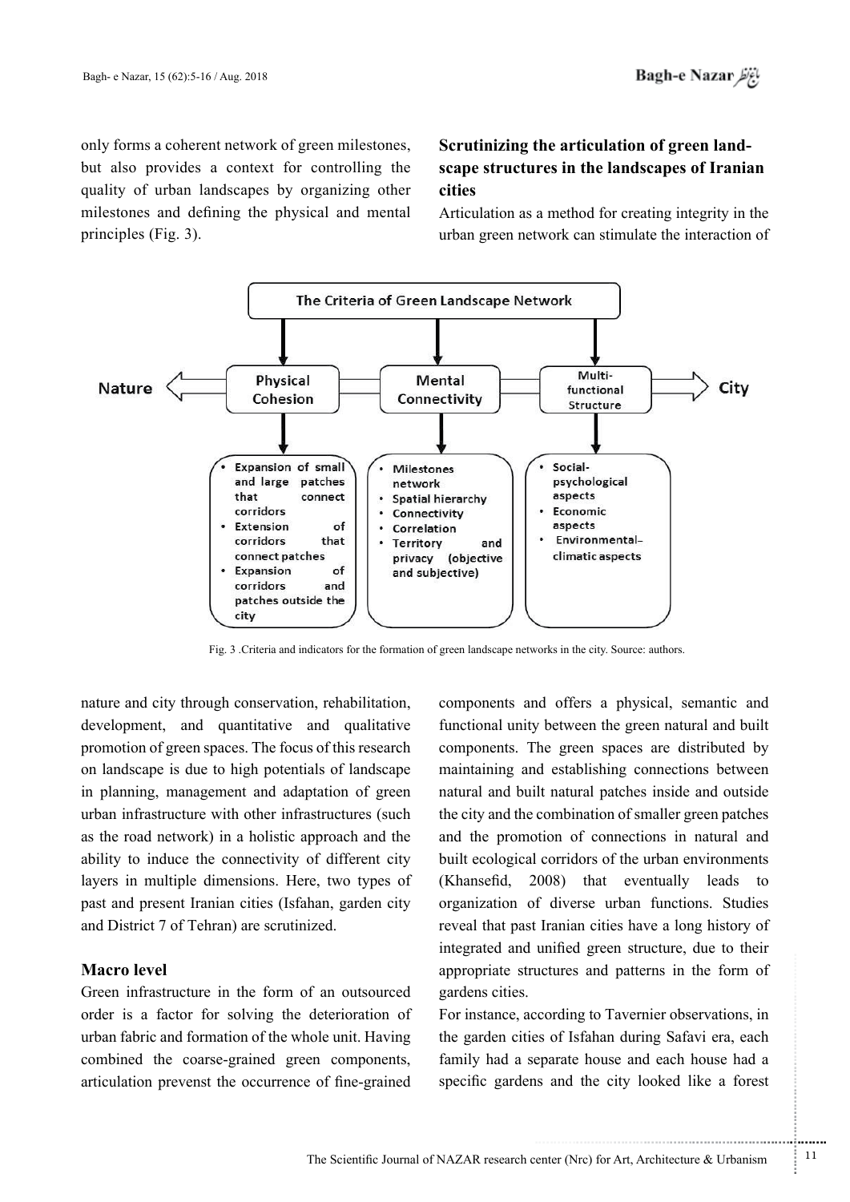only forms a coherent network of green milestones, but also provides a context for controlling the quality of urban landscapes by organizing other milestones and defining the physical and mental principles (Fig. 3).

The Criteria of Green Landscape Network

Nature ⟵ Physical Cohesion — Mental Connectivity — Multi-functional Structure ⟶ City

**Physical Cohesion**
- Expansion of small and large patches that connect corridors
- Extension of corridors that connect patches
- Expansion of corridors and patches outside the city

**Mental Connectivity**
- Milestones network
- Spatial hierarchy
- Connectivity
- Correlation
- Territory and privacy (objective and subjective)

**Multi-functional Structure**
- Social-psychological aspects
- Economic aspects
- Environmental–climatic aspects

Fig. 3 .Criteria and indicators for the formation of green landscape networks in the city. Source: authors.

## Scrutinizing the articulation of green landscape structures in the landscapes of Iranian cities

Articulation as a method for creating integrity in the urban green network can stimulate the interaction of nature and city through conservation, rehabilitation, development, and quantitative and qualitative promotion of green spaces. The focus of this research on landscape is due to high potentials of landscape in planning, management and adaptation of green urban infrastructure with other infrastructures (such as the road network) in a holistic approach and the ability to induce the connectivity of different city layers in multiple dimensions. Here, two types of past and present Iranian cities (Isfahan, garden city and District 7 of Tehran) are scrutinized.

### Macro level

Green infrastructure in the form of an outsourced order is a factor for solving the deterioration of urban fabric and formation of the whole unit. Having combined the coarse-grained green components, articulation prevenst the occurrence of fine-grained components and offers a physical, semantic and functional unity between the green natural and built components. The green spaces are distributed by maintaining and establishing connections between natural and built natural patches inside and outside the city and the combination of smaller green patches and the promotion of connections in natural and built ecological corridors of the urban environments (Khansefid, 2008) that eventually leads to organization of diverse urban functions. Studies reveal that past Iranian cities have a long history of integrated and unified green structure, due to their appropriate structures and patterns in the form of gardens cities.

For instance, according to Tavernier observations, in the garden cities of Isfahan during Safavi era, each family had a separate house and each house had a specific gardens and the city looked like a forest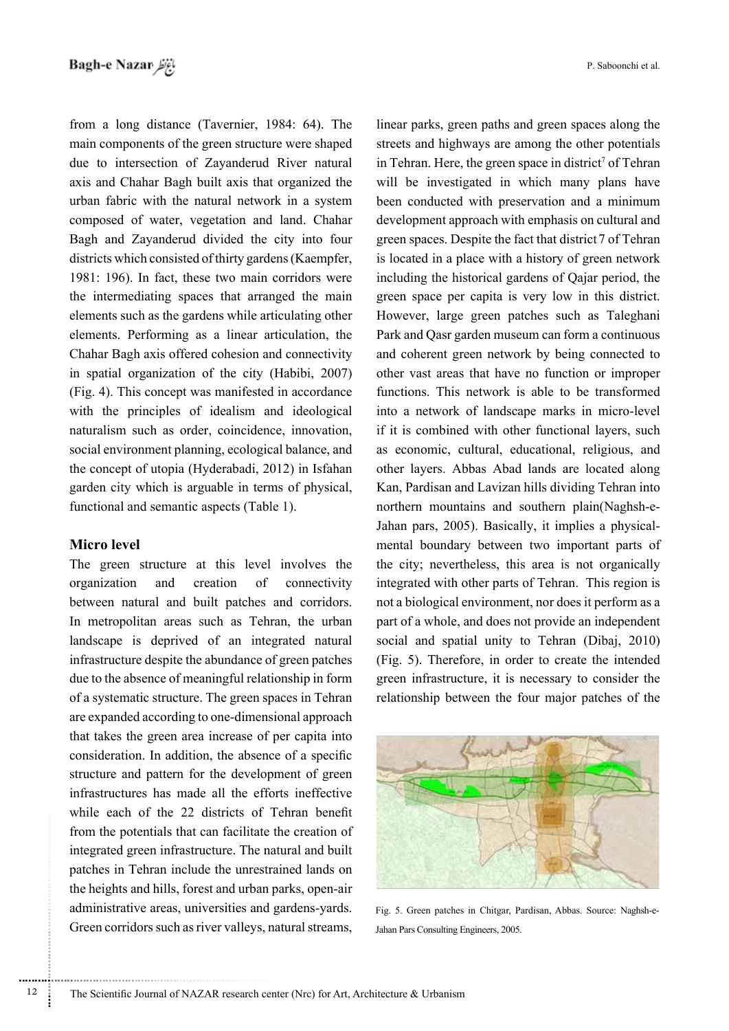from a long distance (Tavernier, 1984: 64). The main components of the green structure were shaped due to intersection of Zayanderud River natural axis and Chahar Bagh built axis that organized the urban fabric with the natural network in a system composed of water, vegetation and land. Chahar Bagh and Zayanderud divided the city into four districts which consisted of thirty gardens (Kaempfer, 1981: 196). In fact, these two main corridors were the intermediating spaces that arranged the main elements such as the gardens while articulating other elements. Performing as a linear articulation, the Chahar Bagh axis offered cohesion and connectivity in spatial organization of the city (Habibi, 2007) (Fig. 4). This concept was manifested in accordance with the principles of idealism and ideological naturalism such as order, coincidence, innovation, social environment planning, ecological balance, and the concept of utopia (Hyderabadi, 2012) in Isfahan garden city which is arguable in terms of physical, functional and semantic aspects (Table 1).

## Micro level

The green structure at this level involves the organization and creation of connectivity between natural and built patches and corridors. In metropolitan areas such as Tehran, the urban landscape is deprived of an integrated natural infrastructure despite the abundance of green patches due to the absence of meaningful relationship in form of a systematic structure. The green spaces in Tehran are expanded according to one-dimensional approach that takes the green area increase of per capita into consideration. In addition, the absence of a specific structure and pattern for the development of green infrastructures has made all the efforts ineffective while each of the 22 districts of Tehran benefit from the potentials that can facilitate the creation of integrated green infrastructure. The natural and built patches in Tehran include the unrestrained lands on the heights and hills, forest and urban parks, open-air administrative areas, universities and gardens-yards. Green corridors such as river valleys, natural streams, linear parks, green paths and green spaces along the streets and highways are among the other potentials in Tehran. Here, the green space in district[7] of Tehran will be investigated in which many plans have been conducted with preservation and a minimum development approach with emphasis on cultural and green spaces. Despite the fact that district 7 of Tehran is located in a place with a history of green network including the historical gardens of Qajar period, the green space per capita is very low in this district. However, large green patches such as Taleghani Park and Qasr garden museum can form a continuous and coherent green network by being connected to other vast areas that have no function or improper functions. This network is able to be transformed into a network of landscape marks in micro-level if it is combined with other functional layers, such as economic, cultural, educational, religious, and other layers. Abbas Abad lands are located along Kan, Pardisan and Lavizan hills dividing Tehran into northern mountains and southern plain(Naghsh-e-Jahan pars, 2005). Basically, it implies a physical-mental boundary between two important parts of the city; nevertheless, this area is not organically integrated with other parts of Tehran. This region is not a biological environment, nor does it perform as a part of a whole, and does not provide an independent social and spatial unity to Tehran (Dibaj, 2010) (Fig. 5). Therefore, in order to create the intended green infrastructure, it is necessary to consider the relationship between the four major patches of the

Fig. 5. Green patches in Chitgar, Pardisan, Abbas. Source: Naghsh-e-Jahan Pars Consulting Engineers, 2005.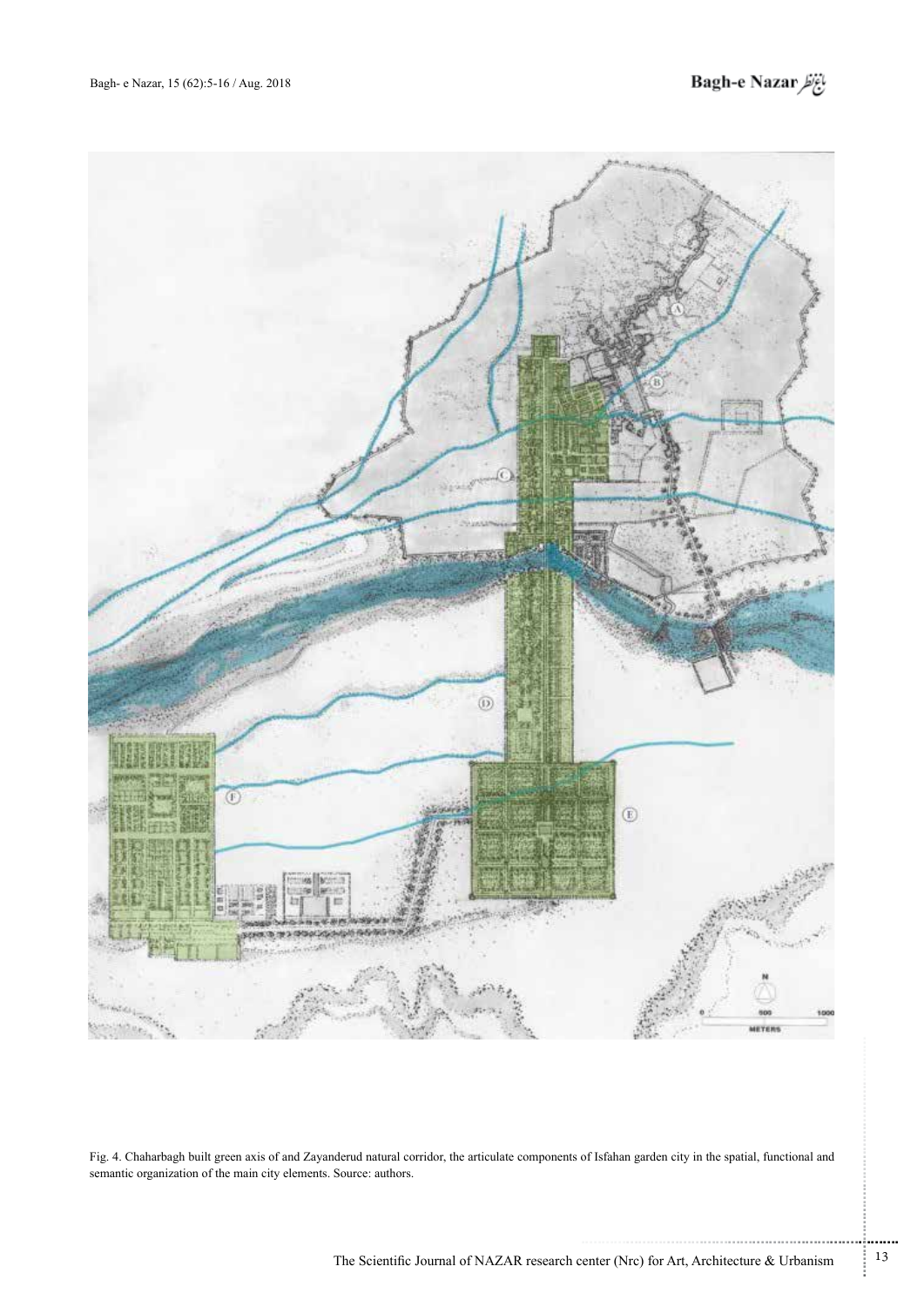Fig. 4. Chaharbagh built green axis of and Zayanderud natural corridor, the articulate components of Isfahan garden city in the spatial, functional and semantic organization of the main city elements. Source: authors.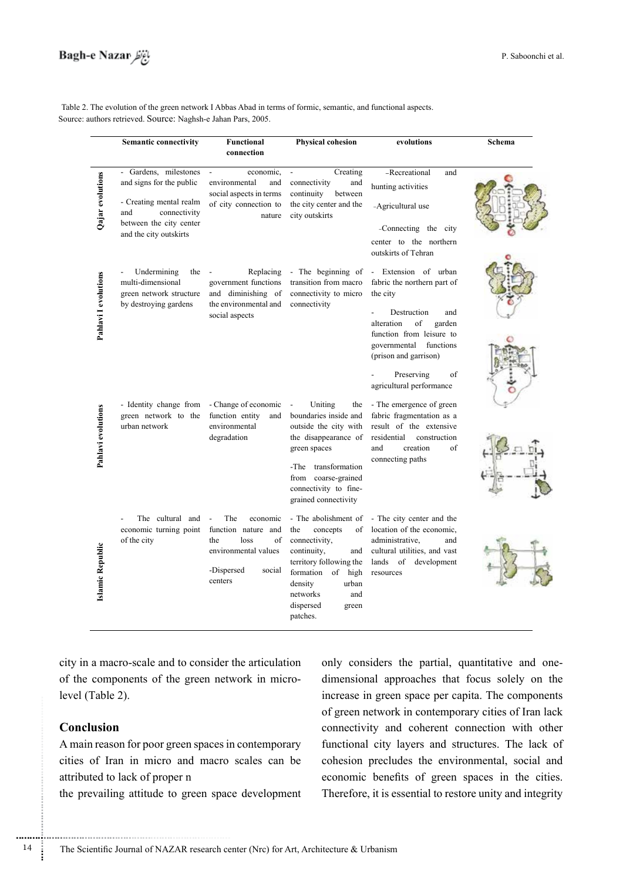Table 2. The evolution of the green network I Abbas Abad in terms of formic, semantic, and functional aspects. Source: authors retrieved. Source: Naghsh-e Jahan Pars, 2005.

| | Semantic connectivity | Functional connection | Physical cohesion | evolutions | Schema |
|---|---|---|---|---|---|
| Qajar evolutions | - Gardens, milestones and signs for the public<br>- Creating mental realm and connectivity between the city center and the city outskirts | - economic, environmental and social aspects in terms of city connection to nature | - Creating connectivity and continuity between the city center and the city outskirts | -Recreational and hunting activities<br>-Agricultural use<br>-Connecting the city center to the northern outskirts of Tehran | |
| Pahlavi I evolutions | - Undermining the multi-dimensional green network structure by destroying gardens | - Replacing government functions and diminishing of the environmental and social aspects | - The beginning of transition from macro connectivity to micro connectivity | - Extension of urban fabric the northern part of the city<br>- Destruction and alteration of garden function from leisure to governmental functions (prison and garrison)<br>- Preserving of agricultural performance | |
| Pahlavi evolutions | - Identity change from green network to the urban network | - Change of economic function entity and environmental degradation | - Uniting the boundaries inside and outside the city with the disappearance of green spaces<br>-The transformation from coarse-grained connectivity to fine-grained connectivity | - The emergence of green fabric fragmentation as a result of the extensive residential construction and creation of connecting paths | |
| Islamic Republic | - The cultural and economic turning point of the city | - The economic function nature and the loss of environmental values<br>-Dispersed social centers | - The abolishment of the concepts of connectivity, continuity, and territory following the formation of high density urban networks and dispersed green patches. | - The city center and the location of the economic, administrative, and cultural utilities, and vast lands of development resources | |

city in a macro-scale and to consider the articulation of the components of the green network in micro-level (Table 2).

## Conclusion

A main reason for poor green spaces in contemporary cities of Iran in micro and macro scales can be attributed to lack of proper n

the prevailing attitude to green space development only considers the partial, quantitative and one-dimensional approaches that focus solely on the increase in green space per capita. The components of green network in contemporary cities of Iran lack connectivity and coherent connection with other functional city layers and structures. The lack of cohesion precludes the environmental, social and economic benefits of green spaces in the cities. Therefore, it is essential to restore unity and integrity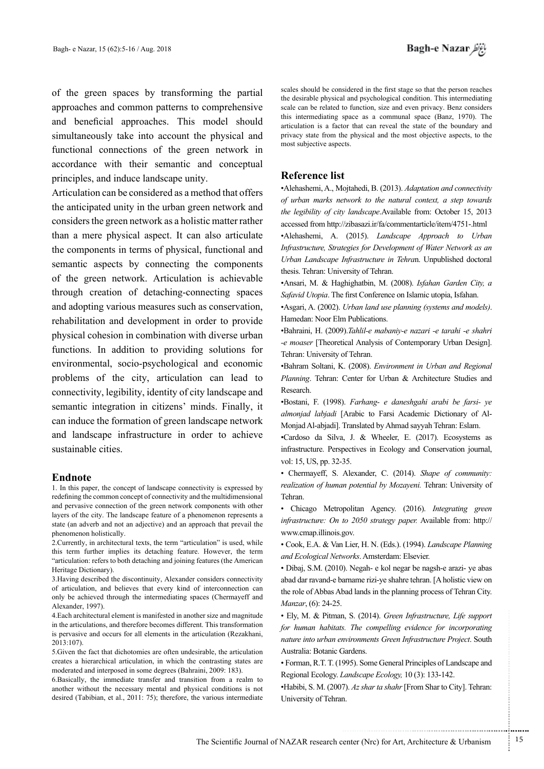of the green spaces by transforming the partial approaches and common patterns to comprehensive and beneficial approaches. This model should simultaneously take into account the physical and functional connections of the green network in accordance with their semantic and conceptual principles, and induce landscape unity.

Articulation can be considered as a method that offers the anticipated unity in the urban green network and considers the green network as a holistic matter rather than a mere physical aspect. It can also articulate the components in terms of physical, functional and semantic aspects by connecting the components of the green network. Articulation is achievable through creation of detaching-connecting spaces and adopting various measures such as conservation, rehabilitation and development in order to provide physical cohesion in combination with diverse urban functions. In addition to providing solutions for environmental, socio-psychological and economic problems of the city, articulation can lead to connectivity, legibility, identity of city landscape and semantic integration in citizens' minds. Finally, it can induce the formation of green landscape network and landscape infrastructure in order to achieve sustainable cities.

## Endnote

1. In this paper, the concept of landscape connectivity is expressed by redefining the common concept of connectivity and the multidimensional and pervasive connection of the green network components with other layers of the city. The landscape feature of a phenomenon represents a state (an adverb and not an adjective) and an approach that prevail the phenomenon holistically.
2. Currently, in architectural texts, the term "articulation" is used, while this term further implies its detaching feature. However, the term "articulation: refers to both detaching and joining features (the American Heritage Dictionary).
3. Having described the discontinuity, Alexander considers connectivity of articulation, and believes that every kind of interconnection can only be achieved through the intermediating spaces (Chermayeff and Alexander, 1997).
4. Each architectural element is manifested in another size and magnitude in the articulations, and therefore becomes different. This transformation is pervasive and occurs for all elements in the articulation (Rezakhani, 2013:107).
5. Given the fact that dichotomies are often undesirable, the articulation creates a hierarchical articulation, in which the contrasting states are moderated and interposed in some degrees (Bahraini, 2009: 183).
6. Basically, the immediate transfer and transition from a realm to another without the necessary mental and physical conditions is not desired (Tabibian, et al., 2011: 75); therefore, the various intermediate scales should be considered in the first stage so that the person reaches the desirable physical and psychological condition. This intermediating scale can be related to function, size and even privacy. Benz considers this intermediating space as a communal space (Banz, 1970). The articulation is a factor that can reveal the state of the boundary and privacy state from the physical and the most objective aspects, to the most subjective aspects.

## Reference list

- Alehashemi, A., Mojtahedi, B. (2013). *Adaptation and connectivity of urban marks network to the natural context, a step towards the legibility of city landscape*.Available from: October 15, 2013 accessed from http://zibasazi.ir/fa/commentarticle/item/4751-.html
- Alehashemi, A. (2015). *Landscape Approach to Urban Infrastructure, Strategies for Development of Water Network as an Urban Landscape Infrastructure in Tehra*n. Unpublished doctoral thesis. Tehran: University of Tehran.
- Ansari, M. & Haghighatbin, M. (2008). *Isfahan Garden City, a Safavid Utopia*. The first Conference on Islamic utopia, Isfahan.
- Asgari, A. (2002). *Urban land use planning (systems and models)*. Hamedan: Noor Elm Publications.
- Bahraini, H. (2009).*Tahlil-e mabaniy-e nazari -e tarahi -e shahri -e moaser* [Theoretical Analysis of Contemporary Urban Design]. Tehran: University of Tehran.
- Bahram Soltani, K. (2008). *Environment in Urban and Regional Planning*. Tehran: Center for Urban & Architecture Studies and Research.
- Bostani, F. (1998). *Farhang- e daneshgahi arabi be farsi- ye almonjad labjadi* [Arabic to Farsi Academic Dictionary of Al-Monjad Al-abjadi]. Translated by Ahmad sayyah Tehran: Eslam.
- Cardoso da Silva, J. & Wheeler, E. (2017). Ecosystems as infrastructure. Perspectives in Ecology and Conservation journal, vol: 15, US, pp. 32-35.
- Chermayeff, S. Alexander, C. (2014). *Shape of community: realization of human potential by Mozayeni.* Tehran: University of Tehran.
- Chicago Metropolitan Agency. (2016). *Integrating green infrastructure: On to 2050 strategy paper.* Available from: http://www.cmap.illinois.gov.
- Cook, E.A. & Van Lier, H. N. (Eds.). (1994). *Landscape Planning and Ecological Networks*. Amsterdam: Elsevier.
- Dibaj, S.M. (2010). Negah- e kol negar be nagsh-e arazi- ye abas abad dar ravand-e barname rizi-ye shahre tehran. [A holistic view on the role of Abbas Abad lands in the planning process of Tehran City. *Manzar*, (6): 24-25.
- Ely, M. & Pitman, S. (2014). *Green Infrastructure, Life support for human habitats. The compelling evidence for incorporating nature into urban environments Green Infrastructure Project*. South Australia: Botanic Gardens.
- Forman, R.T. T. (1995). Some General Principles of Landscape and Regional Ecology. *Landscape Ecology,* 10 (3): 133-142.
- Habibi, S. M. (2007). *Az shar ta shahr* [From Shar to City]. Tehran: University of Tehran.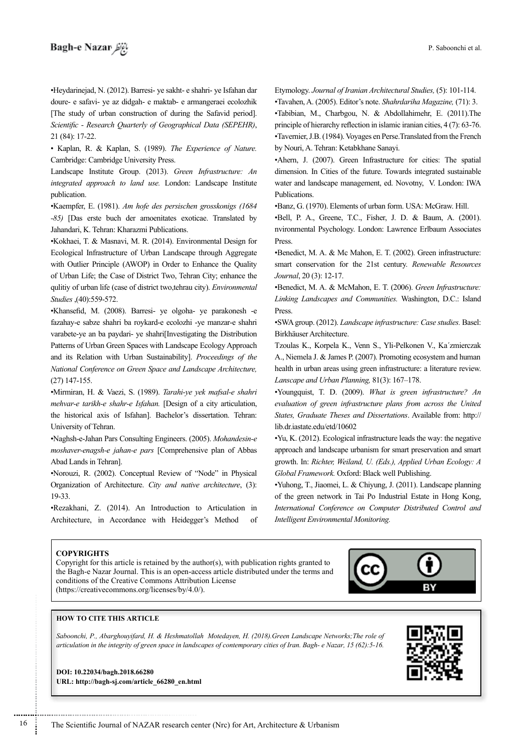•Heydarinejad, N. (2012). Barresi- ye sakht- e shahri- ye Isfahan dar doure- e safavi- ye az didgah- e maktab- e armangeraei ecolozhik [The study of urban construction of during the Safavid period]. *Scientific - Research Quarterly of Geographical Data (SEPEHR)*, 21 (84): 17-22.

• Kaplan, R. & Kaplan, S. (1989). *The Experience of Nature.* Cambridge: Cambridge University Press.

Landscape Institute Group. (2013). *Green Infrastructure: An integrated approach to land use.* London: Landscape Institute publication.

•Kaempfer, E. (1981). *Am hofe des persischen grosskonigs (1684 -85)* [Das erste buch der amoenitates exoticae. Translated by Jahandari, K. Tehran: Kharazmi Publications.

•Kokhaei, T. & Masnavi, M. R. (2014). Environmental Design for Ecological Infrastructure of Urban Landscape through Aggregate with Outlier Principle (AWOP) in Order to Enhance the Quality of Urban Life; the Case of District Two, Tehran City; enhance the qulitiy of urban life (case of district two,tehrau city). *Environmental Studies* ,(40):559-572.

•Khansefid, M. (2008). Barresi- ye olgoha- ye parakonesh -e fazahay-e sabze shahri ba roykard-e ecolozhi -ye manzar-e shahri varabete-ye an ba paydari- ye shahri[Investigating the Distribution Patterns of Urban Green Spaces with Landscape Ecology Approach and its Relation with Urban Sustainability]. *Proceedings of the National Conference on Green Space and Landscape Architecture,* (27) 147-155.

•Mirmiran, H. & Vaezi, S. (1989). *Tarahi-ye yek mafsal-e shahri mehvar-e tarikh-e shahr-e Isfahan.* [Design of a city articulation, the historical axis of Isfahan]. Bachelor's dissertation. Tehran: University of Tehran.

•Naghsh-e-Jahan Pars Consulting Engineers. (2005). *Mohandesin-e moshaver-enagsh-e jahan-e pars* [Comprehensive plan of Abbas Abad Lands in Tehran].

•Norouzi, R. (2002). Conceptual Review of "Node" in Physical Organization of Architecture. *City and native architecture*, (3): 19-33.

•Rezakhani, Z. (2014). An Introduction to Articulation in Architecture, in Accordance with Heidegger's Method of Etymology. *Journal of Iranian Architectural Studies,* (5): 101-114.

•Tavahen, A. (2005). Editor's note. *Shahrdariha Magazine,* (71): 3.

•Tabibian, M., Charbgou, N. & Abdollahimehr, E. (2011).The principle of hierarchy reflection in islamic iranian cities, 4 (7): 63-76.

•Tavernier, J.B. (1984). Voyages en Perse.Translated from the French by Nouri, A. Tehran: Ketabkhane Sanayi.

•Ahern, J. (2007). Green Infrastructure for cities: The spatial dimension. In Cities of the future. Towards integrated sustainable water and landscape management, ed. Novotny, V. London: IWA Publications.

•Banz, G. (1970). Elements of urban form. USA: McGraw. Hill.

•Bell, P. A., Greene, T.C., Fisher, J. D. & Baum, A. (2001). nvironmental Psychology. London: Lawrence Erlbaum Associates Press.

•Benedict, M. A. & Mc Mahon, E. T. (2002). Green infrastructure: smart conservation for the 21st century. *Renewable Resources Journal*, 20 (3): 12-17.

•Benedict, M. A. & McMahon, E. T. (2006). *Green Infrastructure: Linking Landscapes and Communities.* Washington, D.C.: Island Press.

•SWA group. (2012). *Landscape infrastructure: Case studies.* Basel: Birkhäuser Architecture.

Tzoulas K., Korpela K., Venn S., Yli-Pelkonen V., Ka´zmierczak A., Niemela J. & James P. (2007). Promoting ecosystem and human health in urban areas using green infrastructure: a literature review. *Lanscape and Urban Planning,* 81(3): 167–178.

•Youngquist, T. D. (2009). *What is green infrastructure? An evaluation of green infrastructure plans from across the United States, Graduate Theses and Dissertations*. Available from: http://lib.dr.iastate.edu/etd/10602

•Yu, K. (2012). Ecological infrastructure leads the way: the negative approach and landscape urbanism for smart preservation and smart growth. In: *Richter, Weiland, U. (Eds.), Applied Urban Ecology: A Global Framework.* Oxford: Black well Publishing.

•Yuhong, T., Jiaomei, L. & Chiyung, J. (2011). Landscape planning of the green network in Tai Po Industrial Estate in Hong Kong, *International Conference on Computer Distributed Control and Intelligent Environmental Monitoring.*

**COPYRIGHTS**

Copyright for this article is retained by the author(s), with publication rights granted to the Bagh-e Nazar Journal. This is an open-access article distributed under the terms and conditions of the Creative Commons Attribution License (https://creativecommons.org/licenses/by/4.0/).

**HOW TO CITE THIS ARTICLE**

*Saboonchi, P., Abarghouyifard, H. & Heshmatollah Motedayen, H. (2018).Green Landscape Networks;The role of articulation in the integrity of green space in landscapes of contemporary cities of Iran. Bagh- e Nazar, 15 (62):5-16.*

**DOI: 10.22034/bagh.2018.66280**
**URL: http://bagh-sj.com/article_66280_en.html**